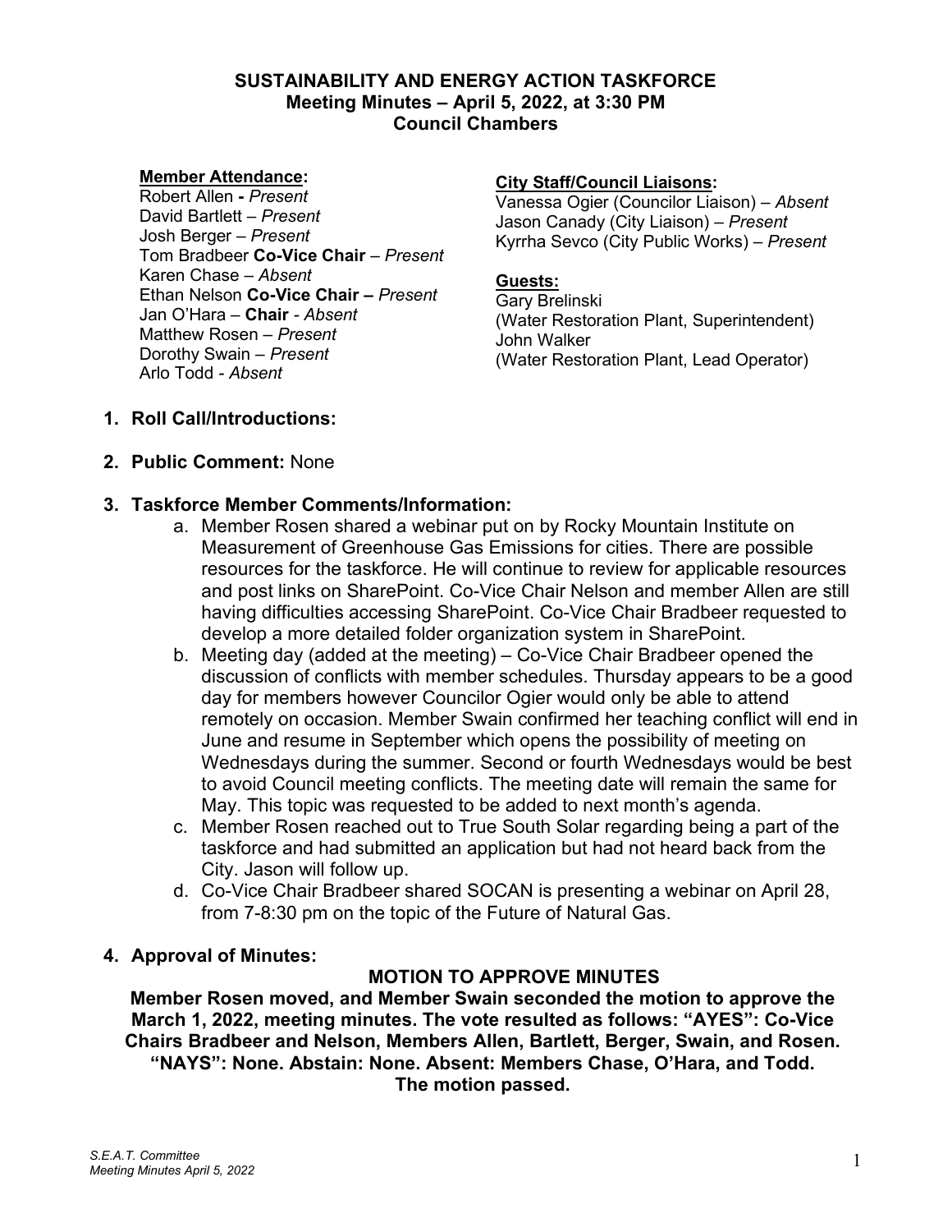# SUSTAINABILITY AND ENERGY ACTION TASKFORCE

## Meeting Minutes – April 5, 2022, at 3:30 PM

## Council Chambers

**Member Attendance:**

Robert Allen **-** *Present*
David Bartlett – *Present*
Josh Berger – *Present*
Tom Bradbeer **Co-Vice Chair** – *Present*
Karen Chase – *Absent*
Ethan Nelson **Co-Vice Chair –** *Present*
Jan O'Hara – **Chair** - *Absent*
Matthew Rosen – *Present*
Dorothy Swain – *Present*
Arlo Todd - *Absent*

**City Staff/Council Liaisons:**

Vanessa Ogier (Councilor Liaison) – *Absent*
Jason Canady (City Liaison) – *Present*
Kyrrha Sevco (City Public Works) – *Present*

**Guests:**

Gary Brelinski
(Water Restoration Plant, Superintendent)
John Walker
(Water Restoration Plant, Lead Operator)

1. **Roll Call/Introductions:**

2. **Public Comment:** None

3. **Taskforce Member Comments/Information:**

   a. Member Rosen shared a webinar put on by Rocky Mountain Institute on Measurement of Greenhouse Gas Emissions for cities. There are possible resources for the taskforce. He will continue to review for applicable resources and post links on SharePoint. Co-Vice Chair Nelson and member Allen are still having difficulties accessing SharePoint. Co-Vice Chair Bradbeer requested to develop a more detailed folder organization system in SharePoint.

   b. Meeting day (added at the meeting) – Co-Vice Chair Bradbeer opened the discussion of conflicts with member schedules. Thursday appears to be a good day for members however Councilor Ogier would only be able to attend remotely on occasion. Member Swain confirmed her teaching conflict will end in June and resume in September which opens the possibility of meeting on Wednesdays during the summer. Second or fourth Wednesdays would be best to avoid Council meeting conflicts. The meeting date will remain the same for May. This topic was requested to be added to next month's agenda.

   c. Member Rosen reached out to True South Solar regarding being a part of the taskforce and had submitted an application but had not heard back from the City. Jason will follow up.

   d. Co-Vice Chair Bradbeer shared SOCAN is presenting a webinar on April 28, from 7-8:30 pm on the topic of the Future of Natural Gas.

4. **Approval of Minutes:**

**MOTION TO APPROVE MINUTES**

**Member Rosen moved, and Member Swain seconded the motion to approve the March 1, 2022, meeting minutes. The vote resulted as follows: "AYES": Co-Vice Chairs Bradbeer and Nelson, Members Allen, Bartlett, Berger, Swain, and Rosen. "NAYS": None. Abstain: None. Absent: Members Chase, O'Hara, and Todd. The motion passed.**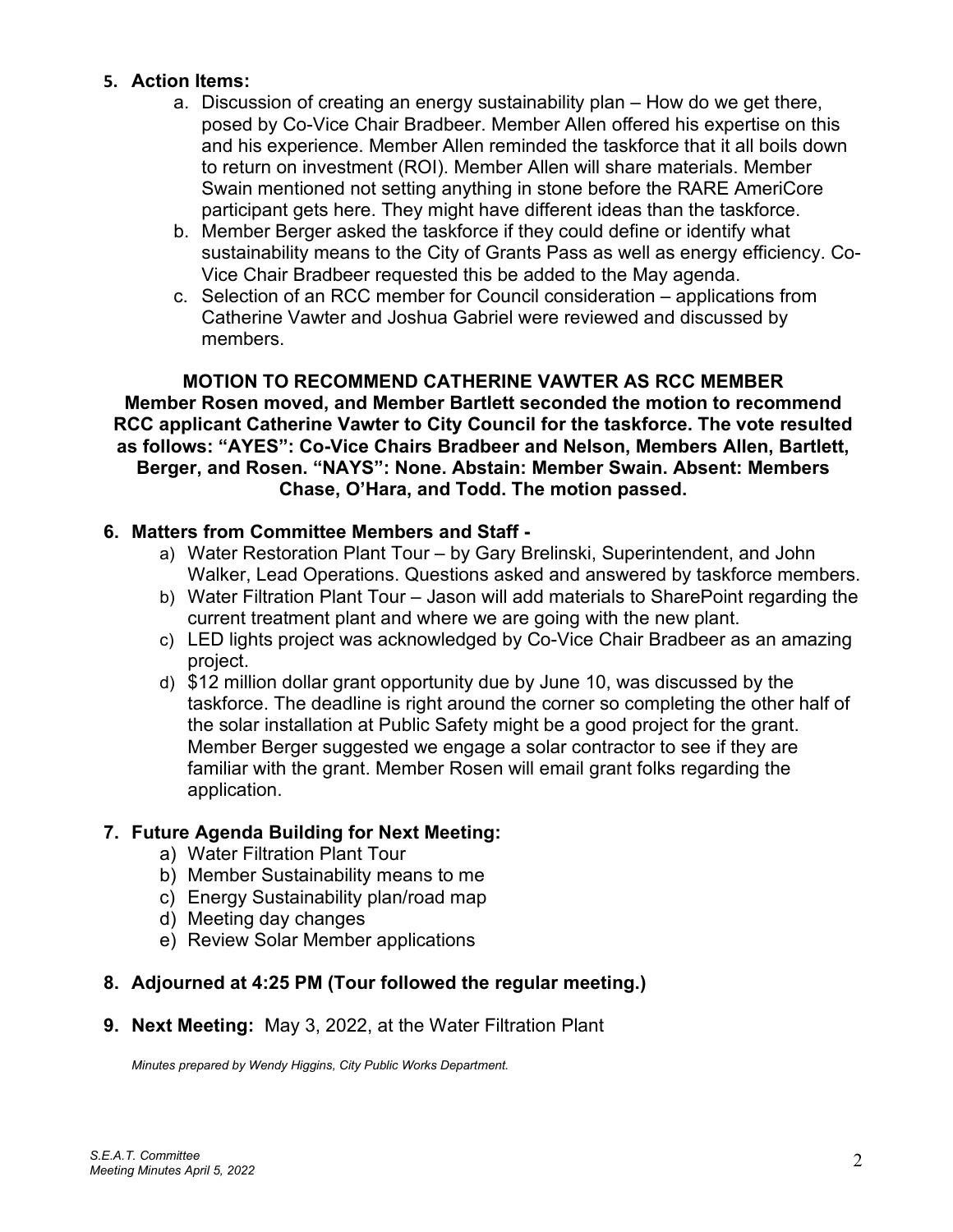5. **Action Items:**
    a. Discussion of creating an energy sustainability plan – How do we get there, posed by Co-Vice Chair Bradbeer. Member Allen offered his expertise on this and his experience. Member Allen reminded the taskforce that it all boils down to return on investment (ROI). Member Allen will share materials. Member Swain mentioned not setting anything in stone before the RARE AmeriCore participant gets here. They might have different ideas than the taskforce.
    b. Member Berger asked the taskforce if they could define or identify what sustainability means to the City of Grants Pass as well as energy efficiency. Co-Vice Chair Bradbeer requested this be added to the May agenda.
    c. Selection of an RCC member for Council consideration – applications from Catherine Vawter and Joshua Gabriel were reviewed and discussed by members.

**MOTION TO RECOMMEND CATHERINE VAWTER AS RCC MEMBER**
**Member Rosen moved, and Member Bartlett seconded the motion to recommend RCC applicant Catherine Vawter to City Council for the taskforce. The vote resulted as follows: "AYES": Co-Vice Chairs Bradbeer and Nelson, Members Allen, Bartlett, Berger, and Rosen. "NAYS": None. Abstain: Member Swain. Absent: Members Chase, O'Hara, and Todd. The motion passed.**

6. **Matters from Committee Members and Staff -**
    a) Water Restoration Plant Tour – by Gary Brelinski, Superintendent, and John Walker, Lead Operations. Questions asked and answered by taskforce members.
    b) Water Filtration Plant Tour – Jason will add materials to SharePoint regarding the current treatment plant and where we are going with the new plant.
    c) LED lights project was acknowledged by Co-Vice Chair Bradbeer as an amazing project.
    d) $12 million dollar grant opportunity due by June 10, was discussed by the taskforce. The deadline is right around the corner so completing the other half of the solar installation at Public Safety might be a good project for the grant. Member Berger suggested we engage a solar contractor to see if they are familiar with the grant. Member Rosen will email grant folks regarding the application.

7. **Future Agenda Building for Next Meeting:**
    a) Water Filtration Plant Tour
    b) Member Sustainability means to me
    c) Energy Sustainability plan/road map
    d) Meeting day changes
    e) Review Solar Member applications

8. **Adjourned at 4:25 PM (Tour followed the regular meeting.)**

9. **Next Meeting:** May 3, 2022, at the Water Filtration Plant

*Minutes prepared by Wendy Higgins, City Public Works Department.*